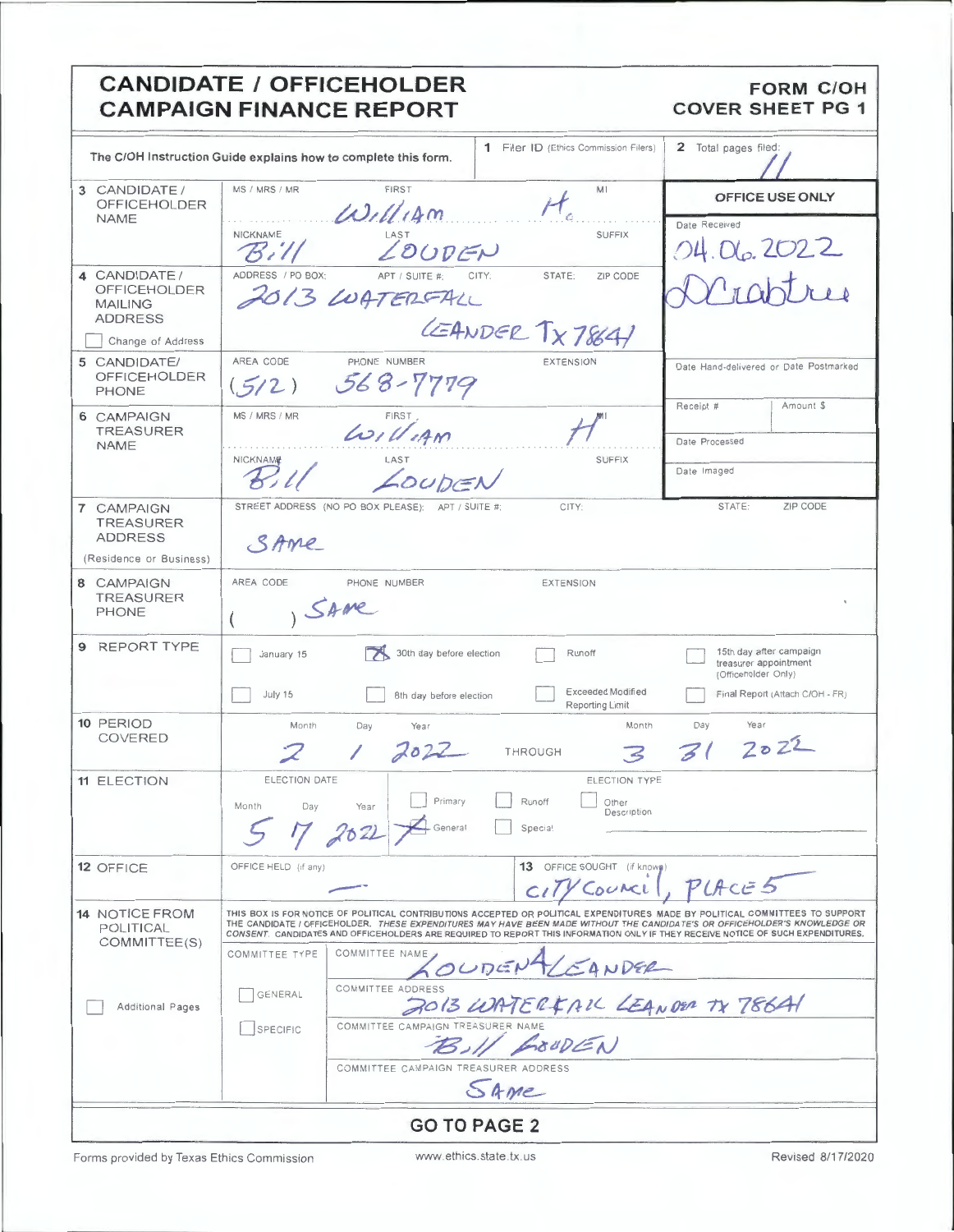# CANDIDATE / OFFICEHOLDER CAMPAIGN FINANCE REPORT

**FORM C/OH COVER SHEET PG 1**

The C/OH Instruction Guide explains how to complete this form.

| | |
|---|---|
| **1** Filer ID (Ethics Commission Filers) | |
| **2** Total pages filed: | 11 |

**OFFICE USE ONLY**

Date Received: 04.06.2022

DCrabtree

Date Hand-delivered or Date Postmarked

Receipt # | Amount $

Date Processed

Date Imaged

| Field | Information |
|---|---|
| **3** CANDIDATE / OFFICEHOLDER NAME | MS / MRS / MR: — ; FIRST: William ; MI: H. ; NICKNAME: Bill ; LAST: Louden ; SUFFIX: — |
| **4** CANDIDATE / OFFICEHOLDER MAILING ADDRESS ☐ Change of Address | ADDRESS / PO BOX: 2013 Waterfall ; APT / SUITE #: — ; CITY: Leander ; STATE: Tx ; ZIP CODE: 78641 |
| **5** CANDIDATE / OFFICEHOLDER PHONE | AREA CODE: (512) ; PHONE NUMBER: 568-7779 ; EXTENSION: — |
| **6** CAMPAIGN TREASURER NAME | MS / MRS / MR: — ; FIRST: William ; MI: H ; NICKNAME: Bill ; LAST: Louden ; SUFFIX: — |
| **7** CAMPAIGN TREASURER ADDRESS (Residence or Business) | STREET ADDRESS (NO PO BOX PLEASE); APT / SUITE #; CITY; STATE; ZIP CODE: Same |
| **8** CAMPAIGN TREASURER PHONE | AREA CODE ( ) PHONE NUMBER EXTENSION: Same |

**9 REPORT TYPE**

- ☐ January 15
- ☒ 30th day before election
- ☐ Runoff
- ☐ 15th day after campaign treasurer appointment (Officeholder Only)
- ☐ July 15
- ☐ 8th day before election
- ☐ Exceeded Modified Reporting Limit
- ☐ Final Report (Attach C/OH - FR)

**10 PERIOD COVERED**

Month 2 / Day 1 / Year 2022 THROUGH Month 3 / Day 31 / Year 2022

**11 ELECTION**

ELECTION DATE: Month 5 Day 7 Year 2022

ELECTION TYPE:
- ☐ Primary
- ☐ Runoff
- ☐ Other Description
- ☒ General
- ☐ Special

**12 OFFICE**

OFFICE HELD (if any): —

**13** OFFICE SOUGHT (if known): City Council, Place 5

**14 NOTICE FROM POLITICAL COMMITTEE(S)**

THIS BOX IS FOR NOTICE OF POLITICAL CONTRIBUTIONS ACCEPTED OR POLITICAL EXPENDITURES MADE BY POLITICAL COMMITTEES TO SUPPORT THE CANDIDATE / OFFICEHOLDER. *THESE EXPENDITURES MAY HAVE BEEN MADE WITHOUT THE CANDIDATE'S OR OFFICEHOLDER'S KNOWLEDGE OR CONSENT.* CANDIDATES AND OFFICEHOLDERS ARE REQUIRED TO REPORT THIS INFORMATION ONLY IF THEY RECEIVE NOTICE OF SUCH EXPENDITURES.

☐ Additional Pages

COMMITTEE TYPE: ☐ GENERAL ☐ SPECIFIC

COMMITTEE NAME: Louden4Leander

COMMITTEE ADDRESS: 2013 Waterfall Leander Tx 78641

COMMITTEE CAMPAIGN TREASURER NAME: Bill Louden

COMMITTEE CAMPAIGN TREASURER ADDRESS: Same

**GO TO PAGE 2**

Forms provided by Texas Ethics Commission    www.ethics.state.tx.us    Revised 8/17/2020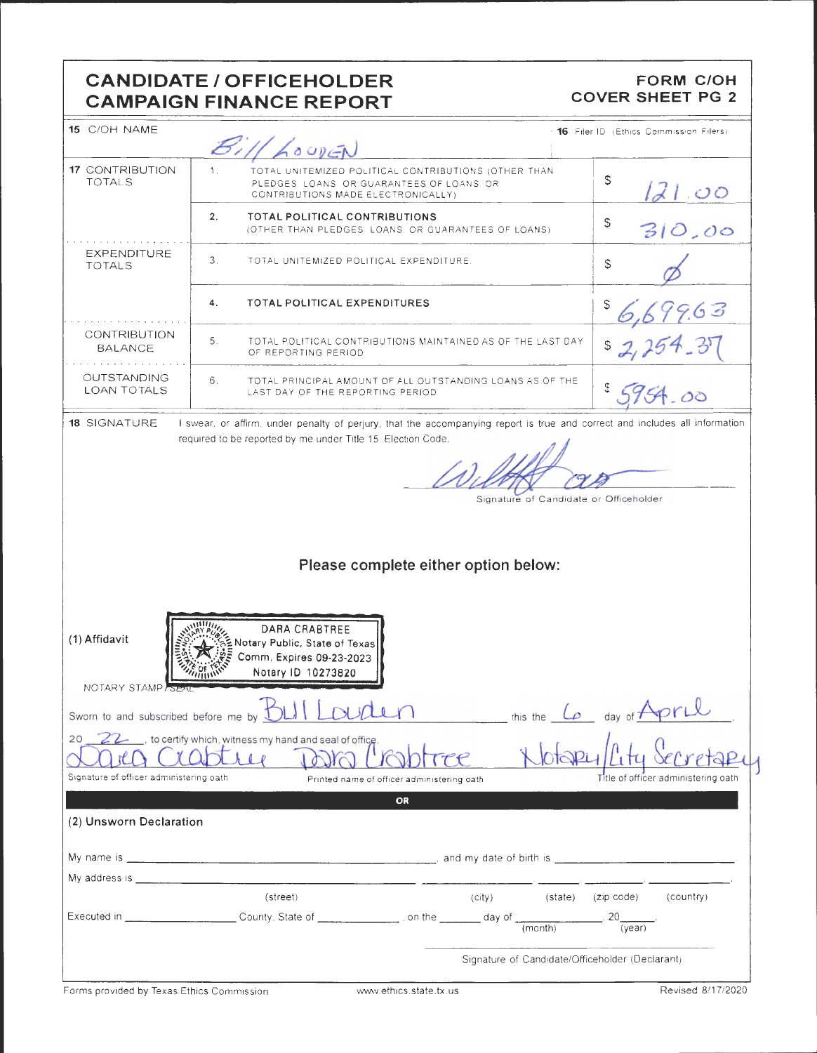# CANDIDATE / OFFICEHOLDER CAMPAIGN FINANCE REPORT

**FORM C/OH COVER SHEET PG 2**

| | | | |
|---|---|---|---|
| **15** C/OH NAME | Bill Louden | | **16** Filer ID (Ethics Commission Filers) |
| **17** CONTRIBUTION TOTALS | 1. | TOTAL UNITEMIZED POLITICAL CONTRIBUTIONS (OTHER THAN PLEDGES, LOANS, OR GUARANTEES OF LOANS, OR CONTRIBUTIONS MADE ELECTRONICALLY) | $ 121.00 |
| | 2. | **TOTAL POLITICAL CONTRIBUTIONS** (OTHER THAN PLEDGES, LOANS, OR GUARANTEES OF LOANS) | $ 310.00 |
| EXPENDITURE TOTALS | 3. | TOTAL UNITEMIZED POLITICAL EXPENDITURE | $ Ø |
| | 4. | **TOTAL POLITICAL EXPENDITURES** | $ 6,699.63 |
| CONTRIBUTION BALANCE | 5. | TOTAL POLITICAL CONTRIBUTIONS MAINTAINED AS OF THE LAST DAY OF REPORTING PERIOD | $ 2,254.37 |
| OUTSTANDING LOAN TOTALS | 6. | TOTAL PRINCIPAL AMOUNT OF ALL OUTSTANDING LOANS AS OF THE LAST DAY OF THE REPORTING PERIOD | $ 5954.00 |

**18** SIGNATURE

I swear, or affirm, under penalty of perjury, that the accompanying report is true and correct and includes all information required to be reported by me under Title 15, Election Code.

[Signature]

Signature of Candidate or Officeholder

## Please complete either option below:

**(1) Affidavit**

DARA CRABTREE
Notary Public, State of Texas
Comm. Expires 09-23-2023
Notary ID 10273820

NOTARY STAMP / SEAL

Sworn to and subscribed before me by Bill Louden this the 6 day of April, 20 22, to certify which, witness my hand and seal of office.

| [Signature] | Dara Crabtree | Notary/City Secretary |
|---|---|---|
| Signature of officer administering oath | Printed name of officer administering oath | Title of officer administering oath |

**OR**

**(2) Unsworn Declaration**

My name is ______________________, and my date of birth is ______________.

My address is ______________ (street), ______________ (city), ______ (state), ______ (zip code), ______ (country).

Executed in ______________ County, State of ______________, on the ______ day of ______________ (month), 20____ (year).

Signature of Candidate/Officeholder (Declarant)

Forms provided by Texas Ethics Commission | www.ethics.state.tx.us | Revised 8/17/2020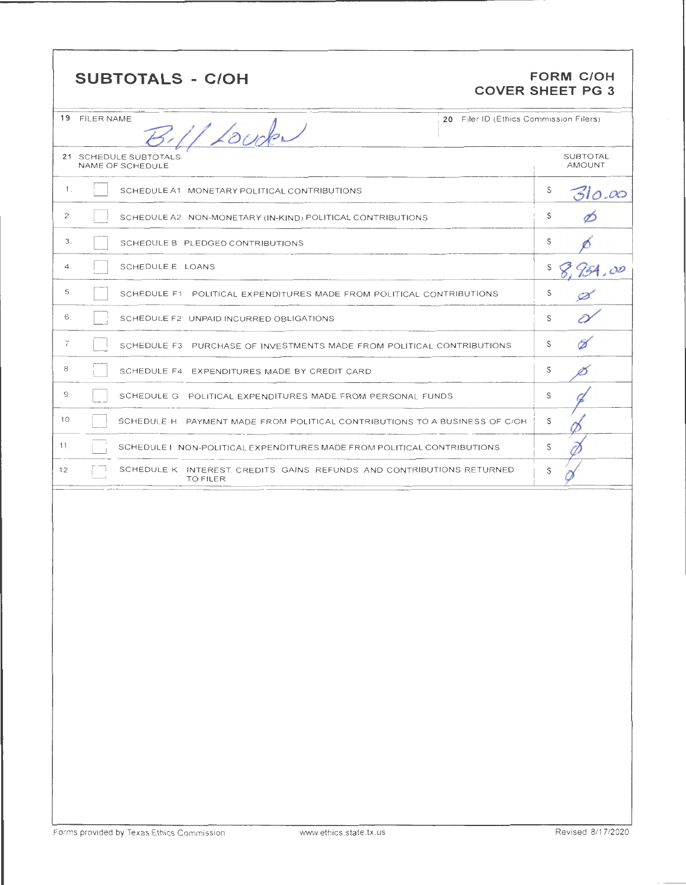## SUBTOTALS - C/OH

**FORM C/OH**
**COVER SHEET PG 3**

| 19 FILER NAME | 20 Filer ID (Ethics Commission Filers) |
|---|---|
| Bill Louden | |

| 21 SCHEDULE SUBTOTALS NAME OF SCHEDULE | | SUBTOTAL AMOUNT |
|---|---|---|
| 1. | SCHEDULE A1: MONETARY POLITICAL CONTRIBUTIONS | $ 310.00 |
| 2. | SCHEDULE A2: NON-MONETARY (IN-KIND) POLITICAL CONTRIBUTIONS | $ Ø |
| 3. | SCHEDULE B: PLEDGED CONTRIBUTIONS | $ Ø |
| 4. | SCHEDULE E: LOANS | $ 8,954.00 |
| 5. | SCHEDULE F1: POLITICAL EXPENDITURES MADE FROM POLITICAL CONTRIBUTIONS | $ Ø |
| 6. | SCHEDULE F2: UNPAID INCURRED OBLIGATIONS | $ Ø |
| 7. | SCHEDULE F3: PURCHASE OF INVESTMENTS MADE FROM POLITICAL CONTRIBUTIONS | $ Ø |
| 8. | SCHEDULE F4: EXPENDITURES MADE BY CREDIT CARD | $ Ø |
| 9. | SCHEDULE G: POLITICAL EXPENDITURES MADE FROM PERSONAL FUNDS | $ Ø |
| 10. | SCHEDULE H: PAYMENT MADE FROM POLITICAL CONTRIBUTIONS TO A BUSINESS OF C/OH | $ Ø |
| 11. | SCHEDULE I: NON-POLITICAL EXPENDITURES MADE FROM POLITICAL CONTRIBUTIONS | $ Ø |
| 12. | SCHEDULE K: INTEREST, CREDITS, GAINS, REFUNDS, AND CONTRIBUTIONS RETURNED TO FILER | $ Ø |

Forms provided by Texas Ethics Commission www.ethics.state.tx.us Revised 8/17/2020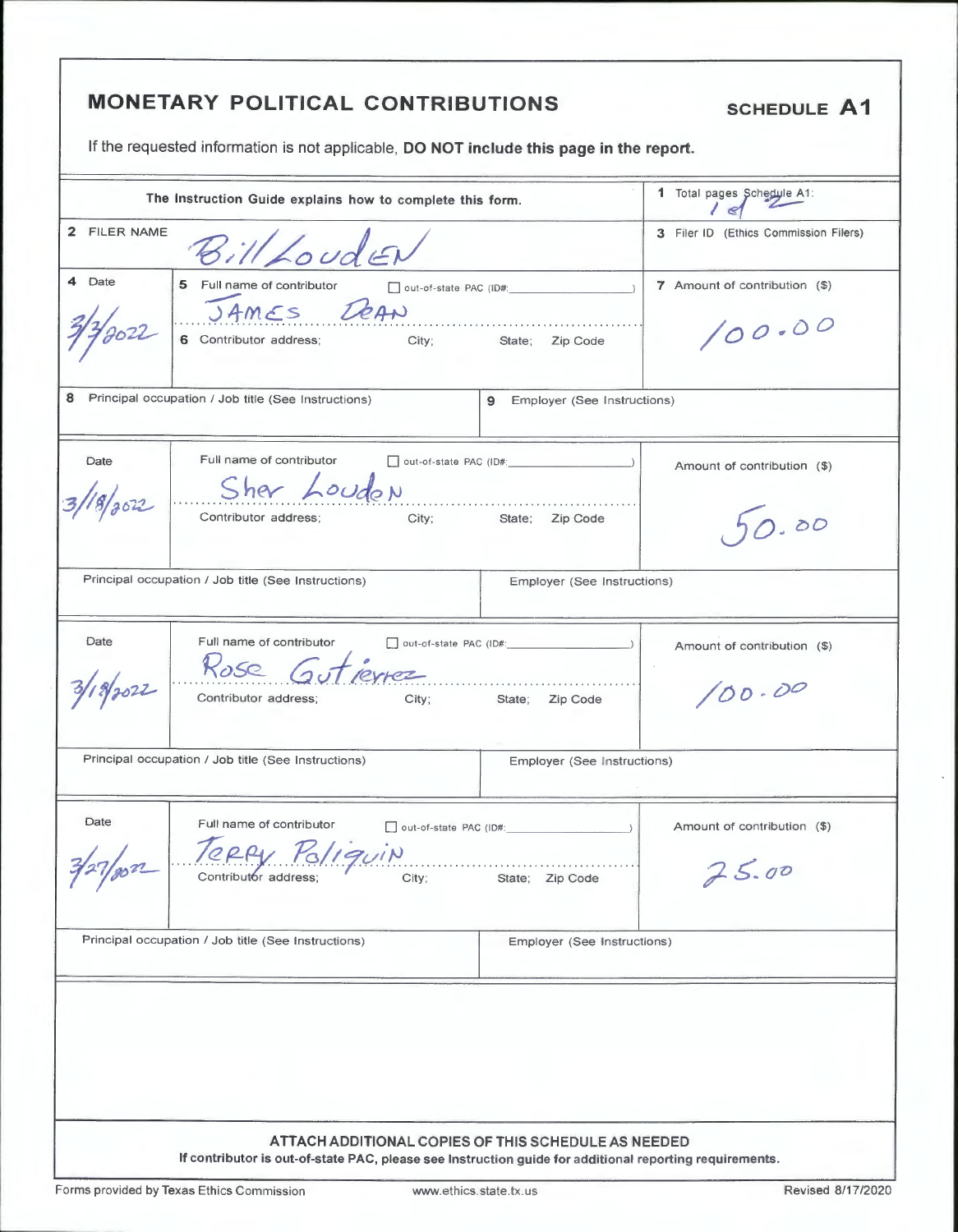# MONETARY POLITICAL CONTRIBUTIONS

**SCHEDULE A1**

If the requested information is not applicable, **DO NOT include this page in the report.**

| The Instruction Guide explains how to complete this form. | | 1 Total pages Schedule A1: 1 of 2 |
|---|---|---|
| 2 FILER NAME | Bill Louden | 3 Filer ID (Ethics Commission Filers) |
| 4 Date: 3/3/2022 | 5 Full name of contributor ☐ out-of-state PAC (ID#: ) JAMES DEAN<br>6 Contributor address; City; State; Zip Code | 7 Amount of contribution ($) 100.00 |
| 8 Principal occupation / Job title (See Instructions) | | 9 Employer (See Instructions) |
| Date: 3/18/2022 | Full name of contributor ☐ out-of-state PAC (ID#: ) Sher Louden<br>Contributor address; City; State; Zip Code | Amount of contribution ($) 50.00 |
| Principal occupation / Job title (See Instructions) | | Employer (See Instructions) |
| Date: 3/18/2022 | Full name of contributor ☐ out-of-state PAC (ID#: ) Rose Gutierrez<br>Contributor address; City; State; Zip Code | Amount of contribution ($) 100.00 |
| Principal occupation / Job title (See Instructions) | | Employer (See Instructions) |
| Date: 3/27/2022 | Full name of contributor ☐ out-of-state PAC (ID#: ) TERRY Poliquin<br>Contributor address; City; State; Zip Code | Amount of contribution ($) 25.00 |
| Principal occupation / Job title (See Instructions) | | Employer (See Instructions) |

**ATTACH ADDITIONAL COPIES OF THIS SCHEDULE AS NEEDED**

**If contributor is out-of-state PAC, please see Instruction guide for additional reporting requirements.**

Forms provided by Texas Ethics Commission www.ethics.state.tx.us Revised 8/17/2020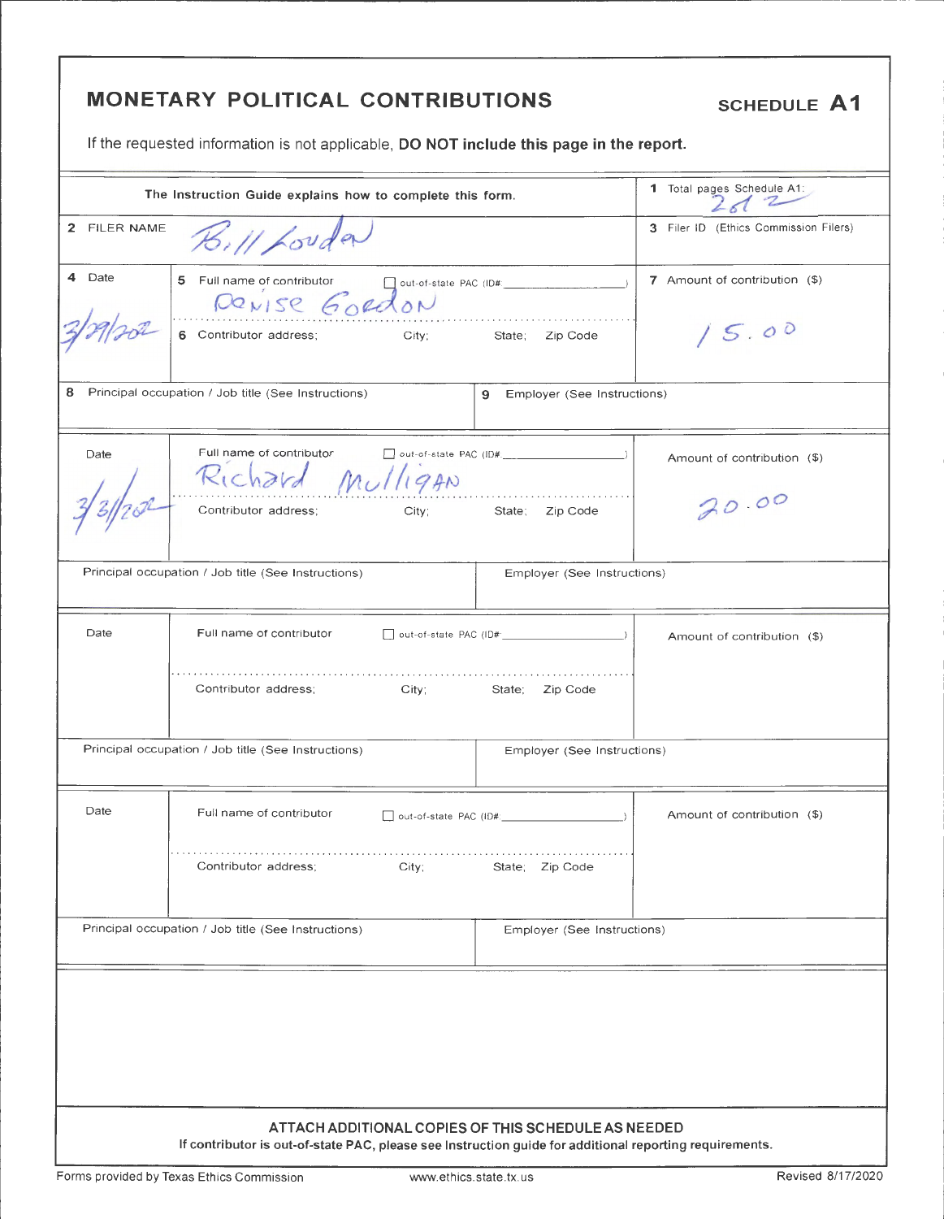# MONETARY POLITICAL CONTRIBUTIONS

**SCHEDULE A1**

If the requested information is not applicable, **DO NOT include this page in the report.**

| The Instruction Guide explains how to complete this form. | | | 1 Total pages Schedule A1: 2 of 2 |
|---|---|---|---|
| 2 FILER NAME | Bill Louden | | 3 Filer ID (Ethics Commission Filers) |
| 4 Date: 3/29/2022 | 5 Full name of contributor ☐ out-of-state PAC (ID#: ) Denise Gordon; 6 Contributor address; City; State; Zip Code | | 7 Amount of contribution ($): 15.00 |
| 8 Principal occupation / Job title (See Instructions) | | 9 Employer (See Instructions) | |
| Date: 3/3/2022 | Full name of contributor ☐ out-of-state PAC (ID#: ) Richard Mulligan; Contributor address; City; State; Zip Code | | Amount of contribution ($): 20.00 |
| Principal occupation / Job title (See Instructions) | | Employer (See Instructions) | |
| Date | Full name of contributor ☐ out-of-state PAC (ID#: ); Contributor address; City; State; Zip Code | | Amount of contribution ($) |
| Principal occupation / Job title (See Instructions) | | Employer (See Instructions) | |
| Date | Full name of contributor ☐ out-of-state PAC (ID#: ); Contributor address; City; State; Zip Code | | Amount of contribution ($) |
| Principal occupation / Job title (See Instructions) | | Employer (See Instructions) | |

**ATTACH ADDITIONAL COPIES OF THIS SCHEDULE AS NEEDED**

**If contributor is out-of-state PAC, please see Instruction guide for additional reporting requirements.**

Forms provided by Texas Ethics Commission www.ethics.state.tx.us Revised 8/17/2020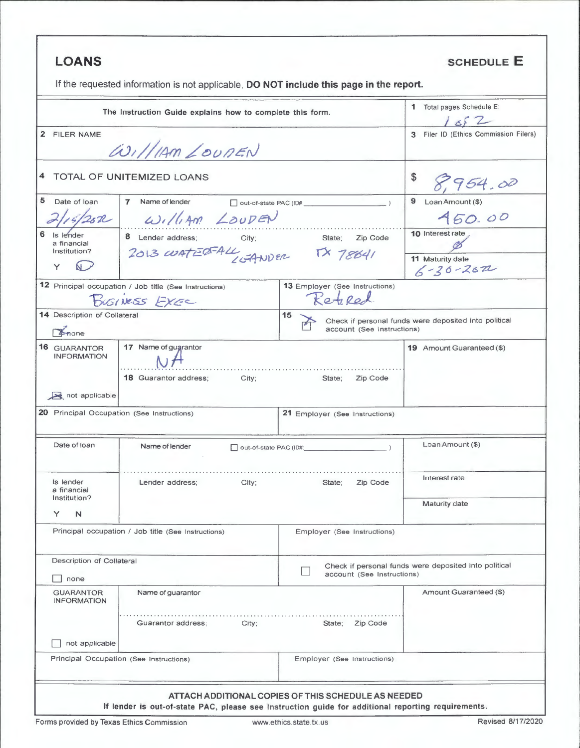# LOANS

**SCHEDULE E**

If the requested information is not applicable, **DO NOT include this page in the report.**

| The Instruction Guide explains how to complete this form. | | 1 Total pages Schedule E: 1 of 2 |
|---|---|---|
| 2 FILER NAME: William Louden | | 3 Filer ID (Ethics Commission Filers) |
| 4 TOTAL OF UNITEMIZED LOANS | | $ 8,954.00 |
| 5 Date of loan: 2/15/2022 | 7 Name of lender: William Louden ☐ out-of-state PAC (ID#: ) | 9 Loan Amount ($): 450.00 |
| 6 Is lender a financial Institution? Y (N) | 8 Lender address; City; State; Zip Code: 2013 Waterfall Leander TX 78641 | 10 Interest rate: Ø |
| | | 11 Maturity date: 6-30-2022 |
| 12 Principal occupation / Job title (See Instructions): Business Exec | 13 Employer (See Instructions): Retired | |
| 14 Description of Collateral: ☒ none | 15 ☒ Check if personal funds were deposited into political account (See Instructions) | |
| 16 GUARANTOR INFORMATION ☒ not applicable | 17 Name of guarantor: NA | 19 Amount Guaranteed ($) |
| | 18 Guarantor address; City; State; Zip Code | |
| 20 Principal Occupation (See Instructions) | 21 Employer (See Instructions) | |

| Date of loan | Name of lender ☐ out-of-state PAC (ID#: ) | Loan Amount ($) |
|---|---|---|
| Is lender a financial Institution? Y N | Lender address; City; State; Zip Code | Interest rate |
| | | Maturity date |
| Principal occupation / Job title (See Instructions) | Employer (See Instructions) | |
| Description of Collateral ☐ none | ☐ Check if personal funds were deposited into political account (See Instructions) | |
| GUARANTOR INFORMATION ☐ not applicable | Name of guarantor | Amount Guaranteed ($) |
| | Guarantor address; City; State; Zip Code | |
| Principal Occupation (See Instructions) | Employer (See Instructions) | |

**ATTACH ADDITIONAL COPIES OF THIS SCHEDULE AS NEEDED**

**If lender is out-of-state PAC, please see Instruction guide for additional reporting requirements.**

Forms provided by Texas Ethics Commission www.ethics.state.tx.us Revised 8/17/2020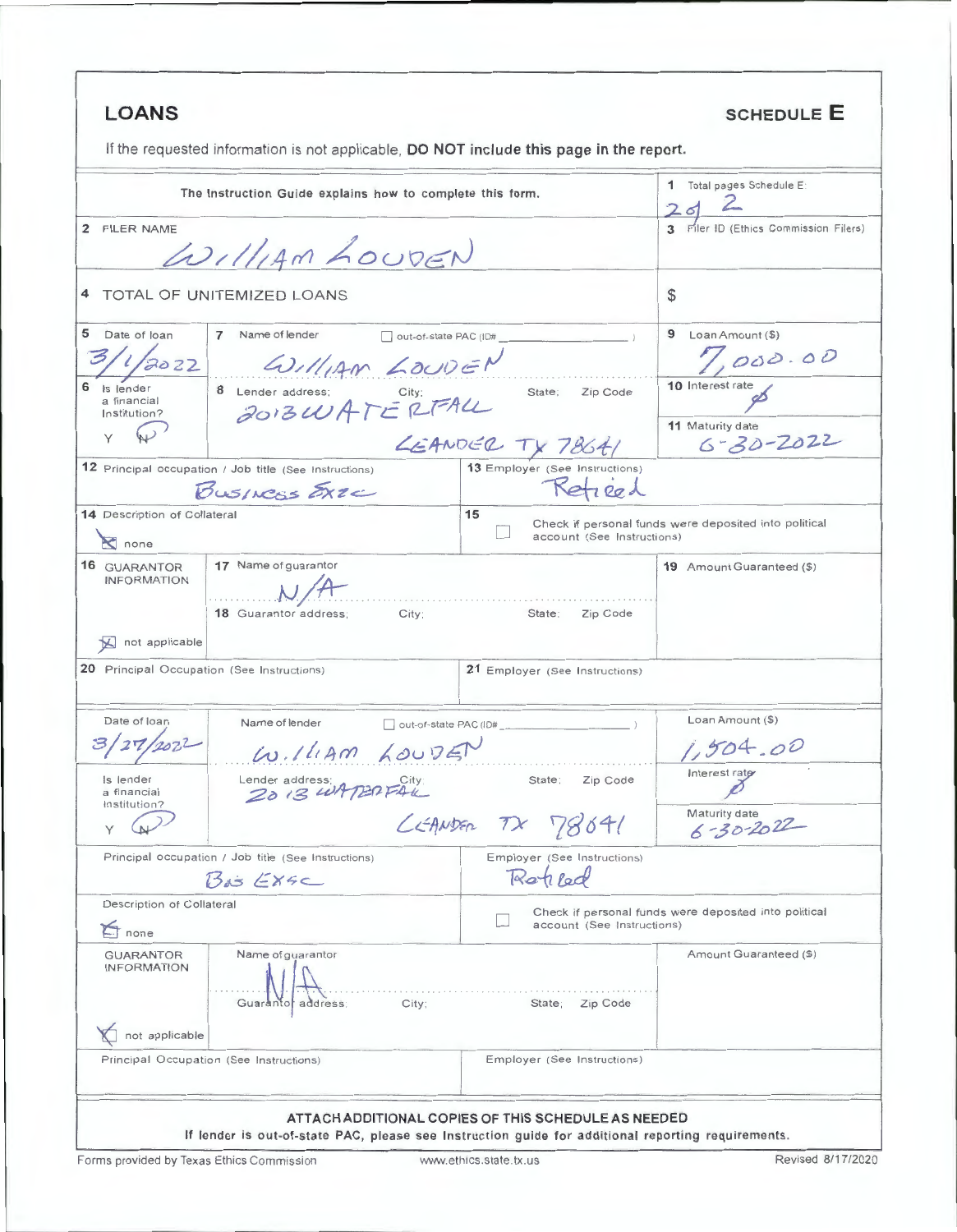# LOANS

## SCHEDULE E

If the requested information is not applicable, **DO NOT include this page in the report.**

| The Instruction Guide explains how to complete this form. | 1 Total pages Schedule E: 2 of 2 |
|---|---|
| 2 FILER NAME: William Louden | 3 Filer ID (Ethics Commission Filers) |
| 4 TOTAL OF UNITEMIZED LOANS | $ |

| Field | Value |
|---|---|
| 5 Date of loan | 3/1/2022 |
| 7 Name of lender | William Louden ☐ out-of-state PAC (ID# ) |
| 9 Loan Amount ($) | 7,000.00 |
| 6 Is lender a financial Institution? Y N | N |
| 8 Lender address; City; State; Zip Code | 2013 Waterfall, Leander TX 78641 |
| 10 Interest rate | Ø |
| 11 Maturity date | 6-30-2022 |
| 12 Principal occupation / Job title (See Instructions) | Business Exec |
| 13 Employer (See Instructions) | Retired |
| 14 Description of Collateral | ☒ none |
| 15 | ☐ Check if personal funds were deposited into political account (See Instructions) |
| 16 GUARANTOR INFORMATION | ☒ not applicable |
| 17 Name of guarantor | N/A |
| 18 Guarantor address; City; State; Zip Code | |
| 19 Amount Guaranteed ($) | |
| 20 Principal Occupation (See Instructions) | |
| 21 Employer (See Instructions) | |

| Field | Value |
|---|---|
| Date of loan | 3/27/2022 |
| Name of lender | William Louden ☐ out-of-state PAC (ID# ) |
| Loan Amount ($) | 1,504.00 |
| Is lender a financial Institution? Y N | N |
| Lender address; City; State; Zip Code | 2013 Waterfall, Leander TX 78641 |
| Interest rate | Ø |
| Maturity date | 6-30-2022 |
| Principal occupation / Job title (See Instructions) | Bus Exec |
| Employer (See Instructions) | Retired |
| Description of Collateral | ☒ none |
| | ☐ Check if personal funds were deposited into political account (See Instructions) |
| GUARANTOR INFORMATION | ☒ not applicable |
| Name of guarantor | N/A |
| Guarantor address; City; State; Zip Code | |
| Amount Guaranteed ($) | |
| Principal Occupation (See Instructions) | |
| Employer (See Instructions) | |

**ATTACH ADDITIONAL COPIES OF THIS SCHEDULE AS NEEDED**

**If lender is out-of-state PAC, please see Instruction guide for additional reporting requirements.**

Forms provided by Texas Ethics Commission www.ethics.state.tx.us Revised 8/17/2020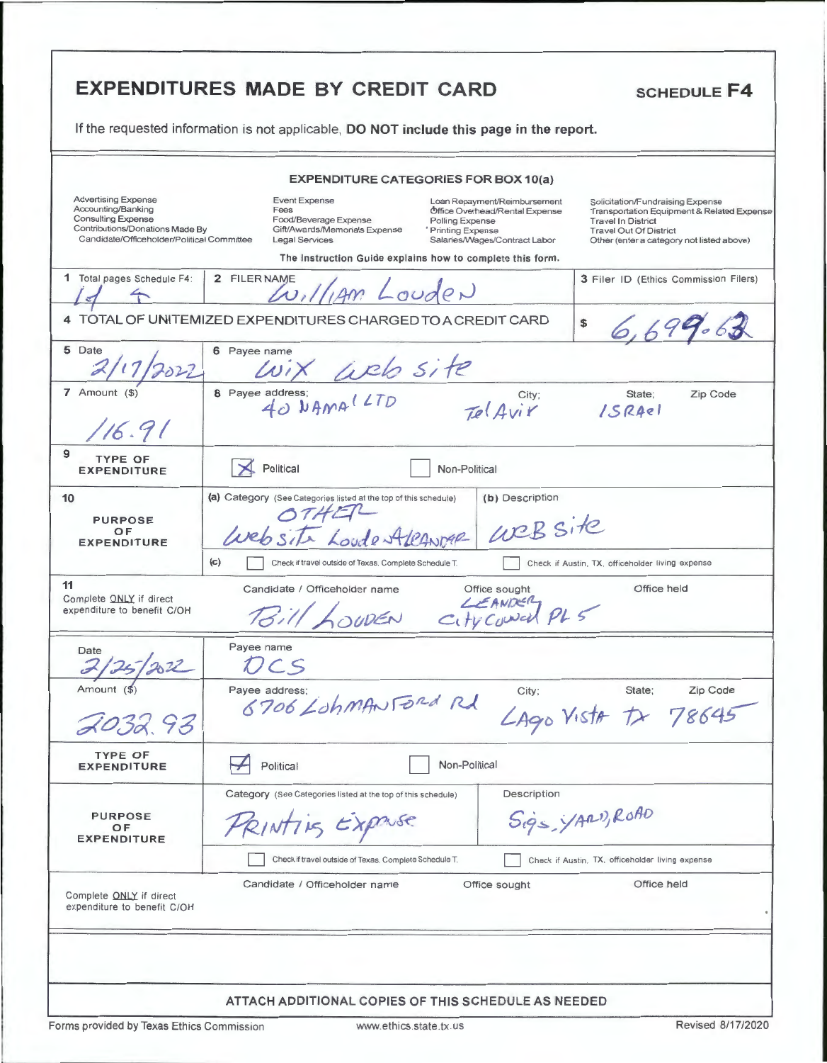# EXPENDITURES MADE BY CREDIT CARD

**SCHEDULE F4**

If the requested information is not applicable, **DO NOT include this page in the report.**

**EXPENDITURE CATEGORIES FOR BOX 10(a)**

| | | | |
|---|---|---|---|
| Advertising Expense | Event Expense | Loan Repayment/Reimbursement | Solicitation/Fundraising Expense |
| Accounting/Banking | Fees | Office Overhead/Rental Expense | Transportation Equipment & Related Expense |
| Consulting Expense | Food/Beverage Expense | Polling Expense | Travel In District |
| Contributions/Donations Made By Candidate/Officeholder/Political Committee | Gift/Awards/Memorials Expense | Printing Expense | Travel Out Of District |
| | Legal Services | Salaries/Wages/Contract Labor | Other (enter a category not listed above) |

The Instruction Guide explains how to complete this form.

| | | |
|---|---|---|
| 1 Total pages Schedule F4: 1 of 4 | 2 FILER NAME: William Louden | 3 Filer ID (Ethics Commission Filers) |
| 4 TOTAL OF UNITEMIZED EXPENDITURES CHARGED TO A CREDIT CARD | | $ 6,699.62 |

| Field | Entry |
|---|---|
| 5 Date | 2/17/2022 |
| 6 Payee name | Wix Web site |
| 7 Amount ($) | 116.91 |
| 8 Payee address; City; State; Zip Code | 40 NAMAL LTD; Tel Aviv; ISRAel |
| 9 TYPE OF EXPENDITURE | ☒ Political ☐ Non-Political |
| 10 PURPOSE OF EXPENDITURE (a) Category | OTHER Website Loudo Aleandar |
| (b) Description | WEB Site |
| (c) | ☐ Check if travel outside of Texas. Complete Schedule T. ☐ Check if Austin, TX, officeholder living expense |
| 11 Complete ONLY if direct expenditure to benefit C/OH — Candidate / Officeholder name | Bill Louden |
| Office sought | Leander City Council PL 5 |
| Office held | |

| Field | Entry |
|---|---|
| Date | 2/25/2022 |
| Payee name | DCS |
| Amount ($) | 2032.93 |
| Payee address; City; State; Zip Code | 6706 Lohmanford Rd; Lago Vista; TX; 78645 |
| TYPE OF EXPENDITURE | ☒ Political ☐ Non-Political |
| PURPOSE OF EXPENDITURE Category | Printing Expense |
| Description | Sigs, YARD, ROAD |
| | ☐ Check if travel outside of Texas. Complete Schedule T. ☐ Check if Austin, TX, officeholder living expense |
| Complete ONLY if direct expenditure to benefit C/OH — Candidate / Officeholder name | |
| Office sought | |
| Office held | |

ATTACH ADDITIONAL COPIES OF THIS SCHEDULE AS NEEDED

Forms provided by Texas Ethics Commission www.ethics.state.tx.us Revised 8/17/2020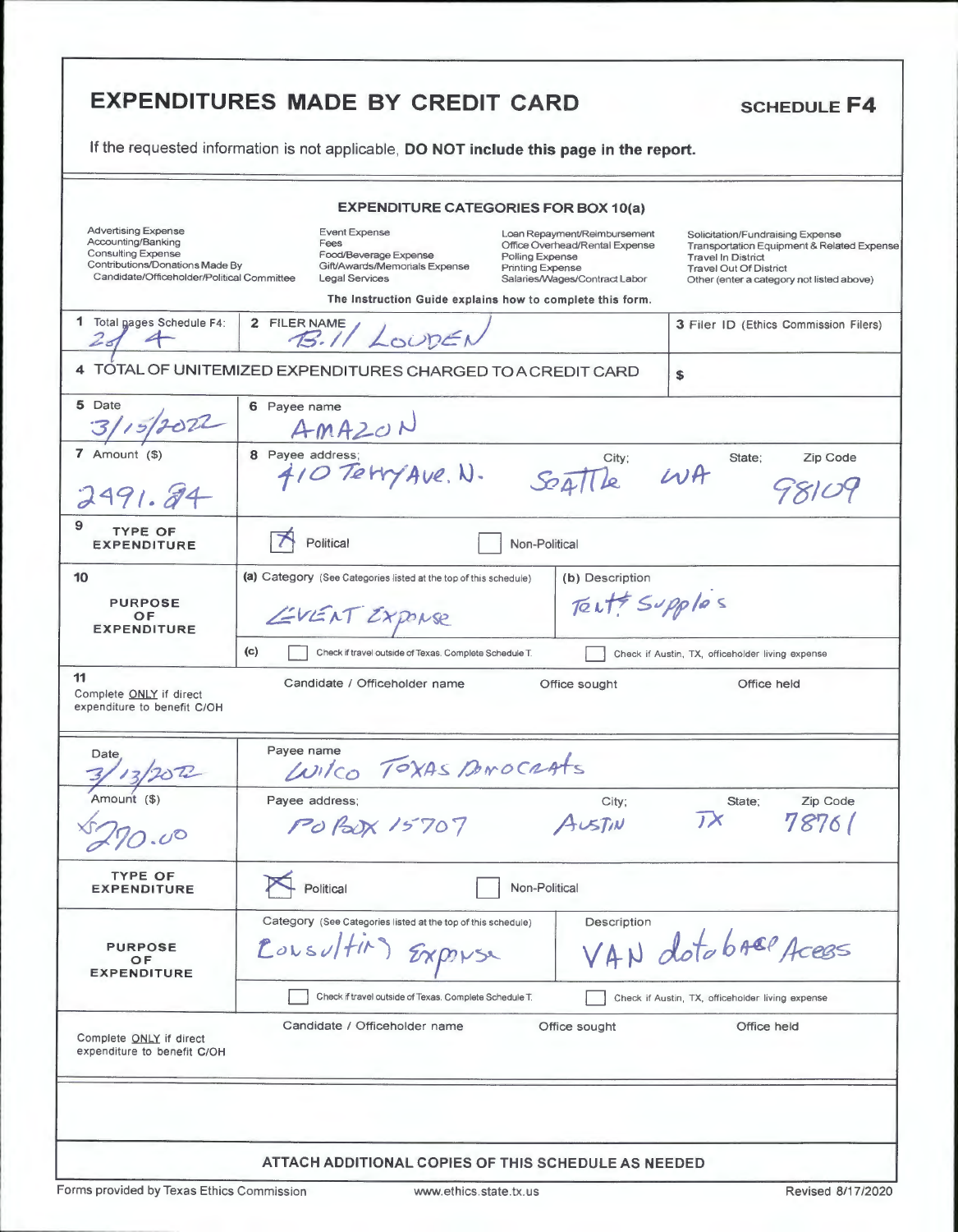# EXPENDITURES MADE BY CREDIT CARD

**SCHEDULE F4**

If the requested information is not applicable, **DO NOT include this page in the report.**

## EXPENDITURE CATEGORIES FOR BOX 10(a)

| | | | |
|---|---|---|---|
| Advertising Expense | Event Expense | Loan Repayment/Reimbursement | Solicitation/Fundraising Expense |
| Accounting/Banking | Fees | Office Overhead/Rental Expense | Transportation Equipment & Related Expense |
| Consulting Expense | Food/Beverage Expense | Polling Expense | Travel In District |
| Contributions/Donations Made By Candidate/Officeholder/Political Committee | Gift/Awards/Memorials Expense | Printing Expense | Travel Out Of District |
| | Legal Services | Salaries/Wages/Contract Labor | Other (enter a category not listed above) |

**The Instruction Guide explains how to complete this form.**

| | | |
|---|---|---|
| 1 Total pages Schedule F4: 2 of 4 | 2 FILER NAME: Bill LOUDEN | 3 Filer ID (Ethics Commission Filers) |
| 4 TOTAL OF UNITEMIZED EXPENDITURES CHARGED TO A CREDIT CARD | | $ |

| | | | | |
|---|---|---|---|---|
| 5 Date: 3/15/2022 | 6 Payee name: AMAZON | | | |
| 7 Amount ($): 2491.84 | 8 Payee address: 410 Terry Ave. N. | City: Seattle | State: WA | Zip Code: 98109 |
| 9 TYPE OF EXPENDITURE | [X] Political | [ ] Non-Political | | |
| 10 PURPOSE OF EXPENDITURE | (a) Category: EVENT Expense | (b) Description: Tent & Supplies | | |
| | (c) [ ] Check if travel outside of Texas. Complete Schedule T. | [ ] Check if Austin, TX, officeholder living expense | | |
| 11 Complete ONLY if direct expenditure to benefit C/OH | Candidate / Officeholder name | Office sought | Office held | |

| | | | | |
|---|---|---|---|---|
| Date: 3/13/2022 | Payee name: Wilco Texas Democrats | | | |
| Amount ($): $270.00 | Payee address: PO Box 15707 | City: Austin | State: TX | Zip Code: 78761 |
| TYPE OF EXPENDITURE | [X] Political | [ ] Non-Political | | |
| PURPOSE OF EXPENDITURE | Category: Consulting Expense | Description: VAN database Acess | | |
| | [ ] Check if travel outside of Texas. Complete Schedule T. | [ ] Check if Austin, TX, officeholder living expense | | |
| Complete ONLY if direct expenditure to benefit C/OH | Candidate / Officeholder name | Office sought | Office held | |

**ATTACH ADDITIONAL COPIES OF THIS SCHEDULE AS NEEDED**

Forms provided by Texas Ethics Commission www.ethics.state.tx.us Revised 8/17/2020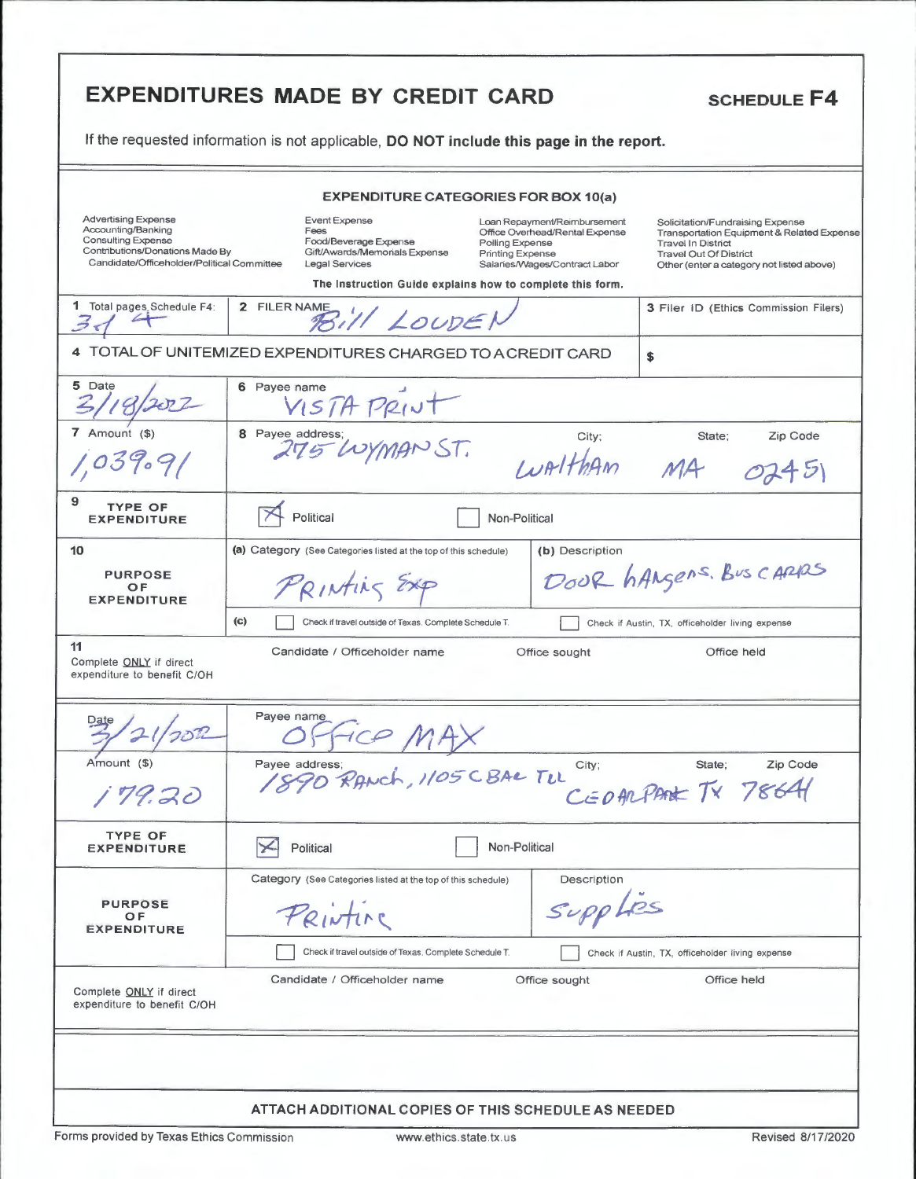# EXPENDITURES MADE BY CREDIT CARD

**SCHEDULE F4**

If the requested information is not applicable, **DO NOT include this page in the report.**

### EXPENDITURE CATEGORIES FOR BOX 10(a)

| | | | |
|---|---|---|---|
| Advertising Expense | Event Expense | Loan Repayment/Reimbursement | Solicitation/Fundraising Expense |
| Accounting/Banking | Fees | Office Overhead/Rental Expense | Transportation Equipment & Related Expense |
| Consulting Expense | Food/Beverage Expense | Polling Expense | Travel In District |
| Contributions/Donations Made By Candidate/Officeholder/Political Committee | Gift/Awards/Memorials Expense | Printing Expense | Travel Out Of District |
| | Legal Services | Salaries/Wages/Contract Labor | Other (enter a category not listed above) |

**The Instruction Guide explains how to complete this form.**

| 1 Total pages Schedule F4: | 2 FILER NAME | 3 Filer ID (Ethics Commission Filers) |
|---|---|---|
| 3 of 4 | Bill LOUDEN | |

**4 TOTAL OF UNITEMIZED EXPENDITURES CHARGED TO A CREDIT CARD** $

| 5 Date | 6 Payee name |
|---|---|
| 3/18/2022 | VISTA PRINT |

| 7 Amount ($) | 8 Payee address; | City; | State; | Zip Code |
|---|---|---|---|---|
| 1,039.91 | 275 WYMAN ST. | WALTHAM | MA | 02451 |

**9 TYPE OF EXPENDITURE:** [X] Political [ ] Non-Political

**10 PURPOSE OF EXPENDITURE**

(a) Category (See Categories listed at the top of this schedule): PRINTING EXP

(b) Description: DOOR HANGERS. BUS CARDS

(c) [ ] Check if travel outside of Texas. Complete Schedule T. [ ] Check if Austin, TX, officeholder living expense

**11 Complete ONLY if direct expenditure to benefit C/OH**

| Candidate / Officeholder name | Office sought | Office held |
|---|---|---|
| | | |

| Date | Payee name |
|---|---|
| 3/21/2022 | OFFICE MAX |

| Amount ($) | Payee address; | City; | State; | Zip Code |
|---|---|---|---|---|
| 179.20 | 1890 RANCH, 1105 C BAR TLL | CEDAR PARK | TX | 78641 |

**TYPE OF EXPENDITURE:** [X] Political [ ] Non-Political

**PURPOSE OF EXPENDITURE**

Category (See Categories listed at the top of this schedule): Printing

Description: Supplies

[ ] Check if travel outside of Texas. Complete Schedule T. [ ] Check if Austin, TX, officeholder living expense

**Complete ONLY if direct expenditure to benefit C/OH**

| Candidate / Officeholder name | Office sought | Office held |
|---|---|---|
| | | |

**ATTACH ADDITIONAL COPIES OF THIS SCHEDULE AS NEEDED**

Forms provided by Texas Ethics Commission www.ethics.state.tx.us Revised 8/17/2020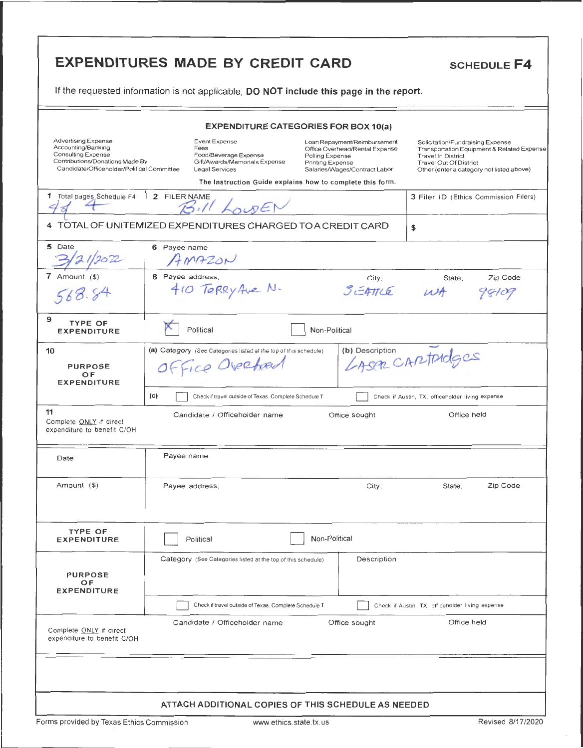# EXPENDITURES MADE BY CREDIT CARD

**SCHEDULE F4**

If the requested information is not applicable, **DO NOT include this page in the report.**

## EXPENDITURE CATEGORIES FOR BOX 10(a)

| | | | |
|---|---|---|---|
| Advertising Expense | Event Expense | Loan Repayment/Reimbursement | Solicitation/Fundraising Expense |
| Accounting/Banking | Fees | Office Overhead/Rental Expense | Transportation Equipment & Related Expense |
| Consulting Expense | Food/Beverage Expense | Polling Expense | Travel In District |
| Contributions/Donations Made By Candidate/Officeholder/Political Committee | Gift/Awards/Memorials Expense | Printing Expense | Travel Out Of District |
| | Legal Services | Salaries/Wages/Contract Labor | Other (enter a category not listed above) |

The Instruction Guide explains how to complete this form.

**1** Total pages Schedule F4: 4 of 4

**2** FILER NAME: Bill Louden

**3** Filer ID (Ethics Commission Filers):

**4** TOTAL OF UNITEMIZED EXPENDITURES CHARGED TO A CREDIT CARD: $

**5** Date: 3/21/2022

**6** Payee name: AMAZON

**7** Amount ($): 568.84

**8** Payee address: 410 Terry Ave N. City: Seattle State: WA Zip Code: 98109

**9** TYPE OF EXPENDITURE: [X] Political [ ] Non-Political

**10** PURPOSE OF EXPENDITURE
- (a) Category (See Categories listed at the top of this schedule): Office Overhead
- (b) Description: Laser Cartridges
- (c) [ ] Check if travel outside of Texas. Complete Schedule T [ ] Check if Austin, TX, officeholder living expense

**11** Complete ONLY if direct expenditure to benefit C/OH
- Candidate / Officeholder name:
- Office sought:
- Office held:

---

Date:

Payee name:

Amount ($):

Payee address: City: State: Zip Code:

TYPE OF EXPENDITURE: [ ] Political [ ] Non-Political

PURPOSE OF EXPENDITURE
- Category (See Categories listed at the top of this schedule):
- Description:
- [ ] Check if travel outside of Texas. Complete Schedule T [ ] Check if Austin, TX, officeholder living expense

Complete ONLY if direct expenditure to benefit C/OH
- Candidate / Officeholder name:
- Office sought:
- Office held:

**ATTACH ADDITIONAL COPIES OF THIS SCHEDULE AS NEEDED**

Forms provided by Texas Ethics Commission www.ethics.state.tx.us Revised 8/17/2020